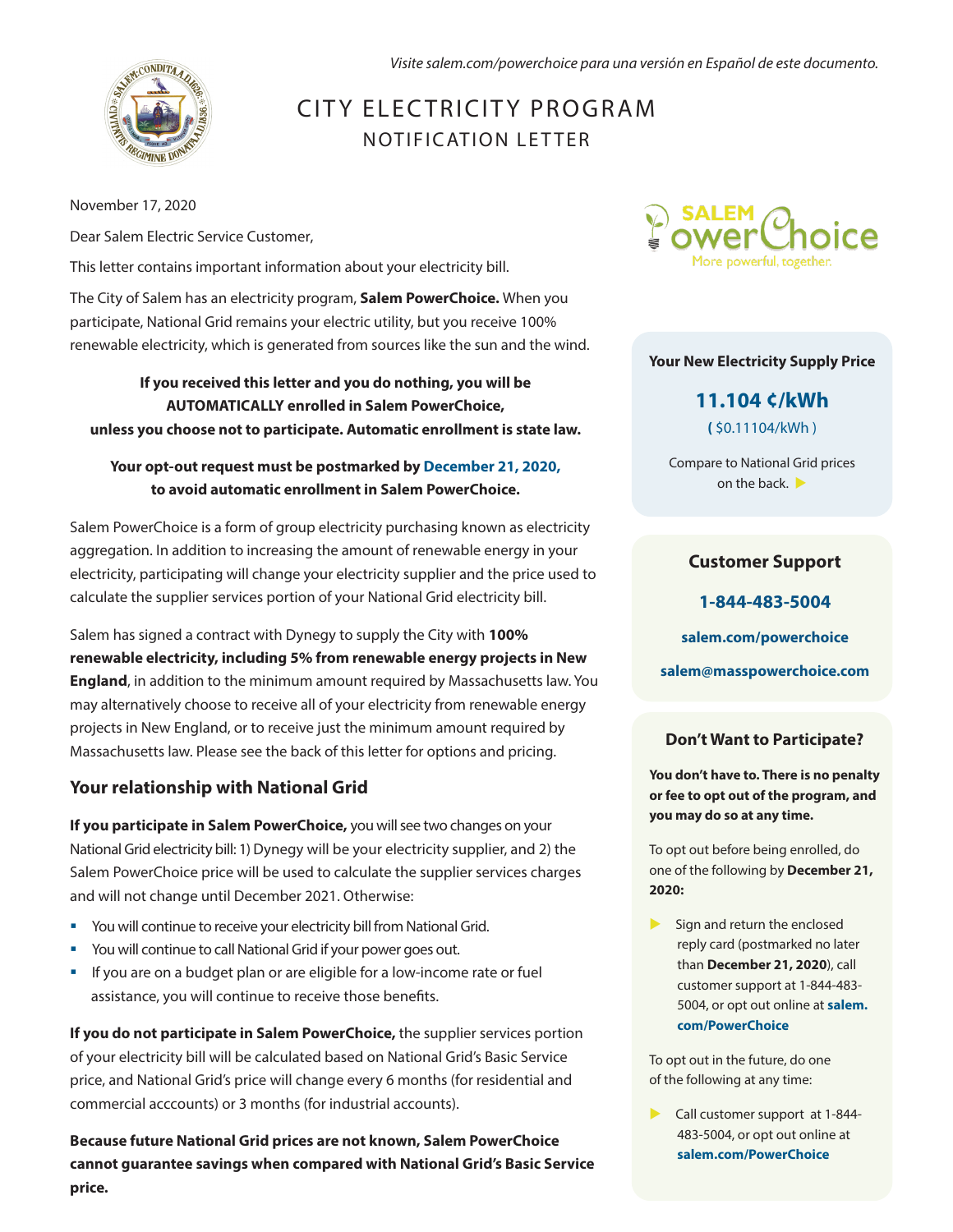*Visite salem.com/powerchoice para una versión en Español de este documento.*

# CITY ELECTRICITY PROGRAM
## NOTIFICATION LETTER

November 17, 2020

Dear Salem Electric Service Customer,

This letter contains important information about your electricity bill.

The City of Salem has an electricity program, **Salem PowerChoice.** When you participate, National Grid remains your electric utility, but you receive 100% renewable electricity, which is generated from sources like the sun and the wind.

**If you received this letter and you do nothing, you will be AUTOMATICALLY enrolled in Salem PowerChoice, unless you choose not to participate. Automatic enrollment is state law.**

**Your opt-out request must be postmarked by December 21, 2020, to avoid automatic enrollment in Salem PowerChoice.**

Salem PowerChoice is a form of group electricity purchasing known as electricity aggregation. In addition to increasing the amount of renewable energy in your electricity, participating will change your electricity supplier and the price used to calculate the supplier services portion of your National Grid electricity bill.

Salem has signed a contract with Dynegy to supply the City with **100% renewable electricity, including 5% from renewable energy projects in New England**, in addition to the minimum amount required by Massachusetts law. You may alternatively choose to receive all of your electricity from renewable energy projects in New England, or to receive just the minimum amount required by Massachusetts law. Please see the back of this letter for options and pricing.

## Your relationship with National Grid

**If you participate in Salem PowerChoice,** you will see two changes on your National Grid electricity bill: 1) Dynegy will be your electricity supplier, and 2) the Salem PowerChoice price will be used to calculate the supplier services charges and will not change until December 2021. Otherwise:

- You will continue to receive your electricity bill from National Grid.
- You will continue to call National Grid if your power goes out.
- If you are on a budget plan or are eligible for a low-income rate or fuel assistance, you will continue to receive those benefits.

**If you do not participate in Salem PowerChoice,** the supplier services portion of your electricity bill will be calculated based on National Grid's Basic Service price, and National Grid's price will change every 6 months (for residential and commercial acccounts) or 3 months (for industrial accounts).

**Because future National Grid prices are not known, Salem PowerChoice cannot guarantee savings when compared with National Grid's Basic Service price.**

SALEM PowerChoice
More powerful, together.

### Your New Electricity Supply Price

**11.104 ¢/kWh**

( $0.11104/kWh )

Compare to National Grid prices on the back. ▶

### Customer Support

**1-844-483-5004**

**salem.com/powerchoice**

**salem@masspowerchoice.com**

### Don't Want to Participate?

**You don't have to. There is no penalty or fee to opt out of the program, and you may do so at any time.**

To opt out before being enrolled, do one of the following by **December 21, 2020:**

- Sign and return the enclosed reply card (postmarked no later than **December 21, 2020**), call customer support at 1-844-483-5004, or opt out online at **salem.com/PowerChoice**

To opt out in the future, do one of the following at any time:

- Call customer support at 1-844-483-5004, or opt out online at **salem.com/PowerChoice**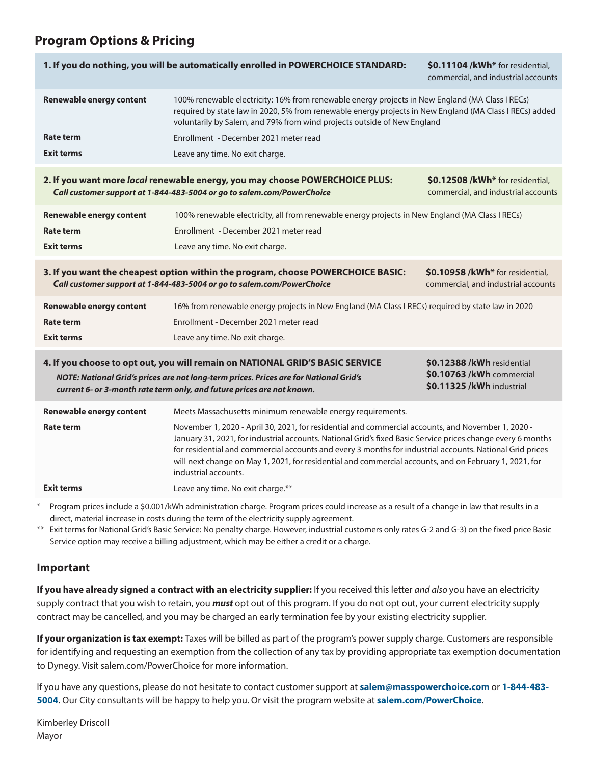## Program Options & Pricing

| | | |
|---|---|---|
| **1. If you do nothing, you will be automatically enrolled in POWERCHOICE STANDARD:** | | **$0.11104 /kWh*** for residential, commercial, and industrial accounts |
| **Renewable energy content** | 100% renewable electricity: 16% from renewable energy projects in New England (MA Class I RECs) required by state law in 2020, 5% from renewable energy projects in New England (MA Class I RECs) added voluntarily by Salem, and 79% from wind projects outside of New England | |
| **Rate term** | Enrollment - December 2021 meter read | |
| **Exit terms** | Leave any time. No exit charge. | |
| **2. If you want more *local* renewable energy, you may choose POWERCHOICE PLUS:** ***Call customer support at 1-844-483-5004 or go to salem.com/PowerChoice*** | | **$0.12508 /kWh*** for residential, commercial, and industrial accounts |
| **Renewable energy content** | 100% renewable electricity, all from renewable energy projects in New England (MA Class I RECs) | |
| **Rate term** | Enrollment - December 2021 meter read | |
| **Exit terms** | Leave any time. No exit charge. | |
| **3. If you want the cheapest option within the program, choose POWERCHOICE BASIC:** ***Call customer support at 1-844-483-5004 or go to salem.com/PowerChoice*** | | **$0.10958 /kWh*** for residential, commercial, and industrial accounts |
| **Renewable energy content** | 16% from renewable energy projects in New England (MA Class I RECs) required by state law in 2020 | |
| **Rate term** | Enrollment - December 2021 meter read | |
| **Exit terms** | Leave any time. No exit charge. | |
| **4. If you choose to opt out, you will remain on NATIONAL GRID'S BASIC SERVICE** ***NOTE: National Grid's prices are not long-term prices. Prices are for National Grid's current 6- or 3-month rate term only, and future prices are not known.*** | | **$0.12388 /kWh** residential **$0.10763 /kWh** commercial **$0.11325 /kWh** industrial |
| **Renewable energy content** | Meets Massachusetts minimum renewable energy requirements. | |
| **Rate term** | November 1, 2020 - April 30, 2021, for residential and commercial accounts, and November 1, 2020 - January 31, 2021, for industrial accounts. National Grid's fixed Basic Service prices change every 6 months for residential and commercial accounts and every 3 months for industrial accounts. National Grid prices will next change on May 1, 2021, for residential and commercial accounts, and on February 1, 2021, for industrial accounts. | |
| **Exit terms** | Leave any time. No exit charge.** | |

\* Program prices include a $0.001/kWh administration charge. Program prices could increase as a result of a change in law that results in a direct, material increase in costs during the term of the electricity supply agreement.

\** Exit terms for National Grid's Basic Service: No penalty charge. However, industrial customers only rates G-2 and G-3) on the fixed price Basic Service option may receive a billing adjustment, which may be either a credit or a charge.

### Important

**If you have already signed a contract with an electricity supplier:** If you received this letter *and also* you have an electricity supply contract that you wish to retain, you ***must*** opt out of this program. If you do not opt out, your current electricity supply contract may be cancelled, and you may be charged an early termination fee by your existing electricity supplier.

**If your organization is tax exempt:** Taxes will be billed as part of the program's power supply charge. Customers are responsible for identifying and requesting an exemption from the collection of any tax by providing appropriate tax exemption documentation to Dynegy. Visit salem.com/PowerChoice for more information.

If you have any questions, please do not hesitate to contact customer support at **salem@masspowerchoice.com** or **1-844-483-5004**. Our City consultants will be happy to help you. Or visit the program website at **salem.com/PowerChoice**.

Kimberley Driscoll
Mayor